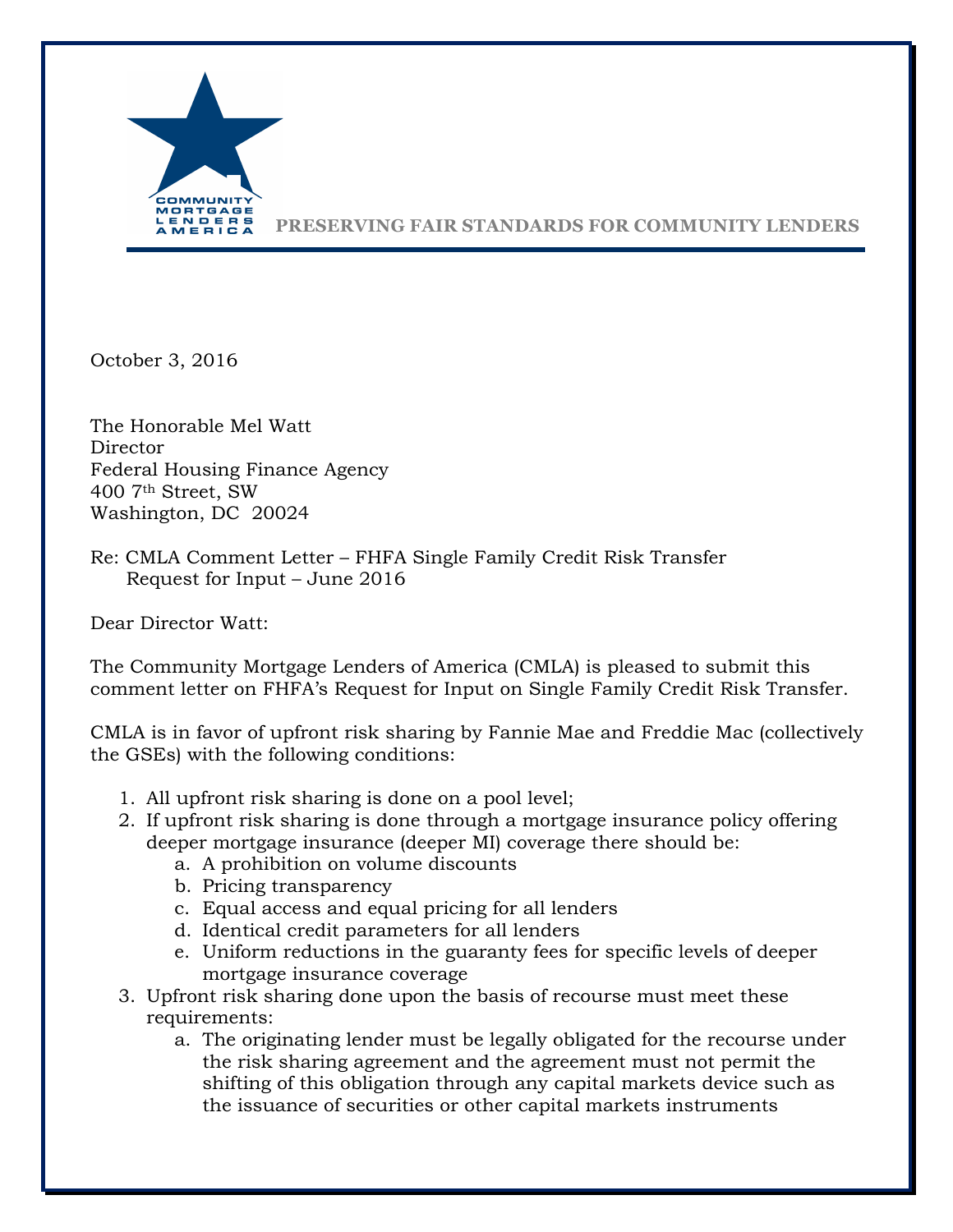COMMUNITY MORTGAGE LENDERS AMERICA

**PRESERVING FAIR STANDARDS FOR COMMUNITY LENDERS**

October 3, 2016

The Honorable Mel Watt
Director
Federal Housing Finance Agency
400 7th Street, SW
Washington, DC 20024

Re: CMLA Comment Letter – FHFA Single Family Credit Risk Transfer Request for Input – June 2016

Dear Director Watt:

The Community Mortgage Lenders of America (CMLA) is pleased to submit this comment letter on FHFA's Request for Input on Single Family Credit Risk Transfer.

CMLA is in favor of upfront risk sharing by Fannie Mae and Freddie Mac (collectively the GSEs) with the following conditions:

1. All upfront risk sharing is done on a pool level;
2. If upfront risk sharing is done through a mortgage insurance policy offering deeper mortgage insurance (deeper MI) coverage there should be:
   a. A prohibition on volume discounts
   b. Pricing transparency
   c. Equal access and equal pricing for all lenders
   d. Identical credit parameters for all lenders
   e. Uniform reductions in the guaranty fees for specific levels of deeper mortgage insurance coverage
3. Upfront risk sharing done upon the basis of recourse must meet these requirements:
   a. The originating lender must be legally obligated for the recourse under the risk sharing agreement and the agreement must not permit the shifting of this obligation through any capital markets device such as the issuance of securities or other capital markets instruments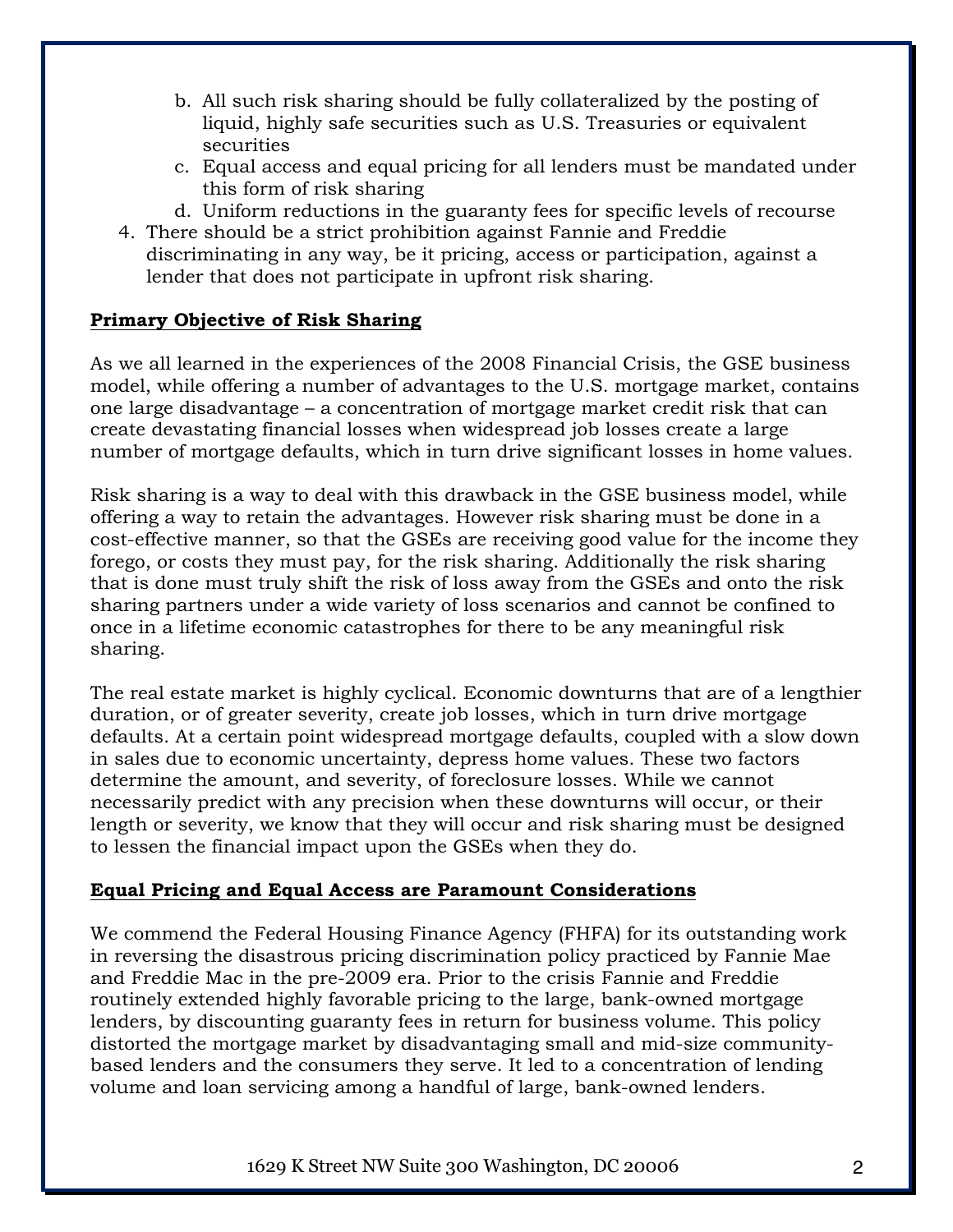b. All such risk sharing should be fully collateralized by the posting of liquid, highly safe securities such as U.S. Treasuries or equivalent securities
   c. Equal access and equal pricing for all lenders must be mandated under this form of risk sharing
   d. Uniform reductions in the guaranty fees for specific levels of recourse
4. There should be a strict prohibition against Fannie and Freddie discriminating in any way, be it pricing, access or participation, against a lender that does not participate in upfront risk sharing.

**Primary Objective of Risk Sharing**

As we all learned in the experiences of the 2008 Financial Crisis, the GSE business model, while offering a number of advantages to the U.S. mortgage market, contains one large disadvantage – a concentration of mortgage market credit risk that can create devastating financial losses when widespread job losses create a large number of mortgage defaults, which in turn drive significant losses in home values.

Risk sharing is a way to deal with this drawback in the GSE business model, while offering a way to retain the advantages. However risk sharing must be done in a cost-effective manner, so that the GSEs are receiving good value for the income they forego, or costs they must pay, for the risk sharing. Additionally the risk sharing that is done must truly shift the risk of loss away from the GSEs and onto the risk sharing partners under a wide variety of loss scenarios and cannot be confined to once in a lifetime economic catastrophes for there to be any meaningful risk sharing.

The real estate market is highly cyclical. Economic downturns that are of a lengthier duration, or of greater severity, create job losses, which in turn drive mortgage defaults. At a certain point widespread mortgage defaults, coupled with a slow down in sales due to economic uncertainty, depress home values. These two factors determine the amount, and severity, of foreclosure losses. While we cannot necessarily predict with any precision when these downturns will occur, or their length or severity, we know that they will occur and risk sharing must be designed to lessen the financial impact upon the GSEs when they do.

**Equal Pricing and Equal Access are Paramount Considerations**

We commend the Federal Housing Finance Agency (FHFA) for its outstanding work in reversing the disastrous pricing discrimination policy practiced by Fannie Mae and Freddie Mac in the pre-2009 era. Prior to the crisis Fannie and Freddie routinely extended highly favorable pricing to the large, bank-owned mortgage lenders, by discounting guaranty fees in return for business volume. This policy distorted the mortgage market by disadvantaging small and mid-size community-based lenders and the consumers they serve. It led to a concentration of lending volume and loan servicing among a handful of large, bank-owned lenders.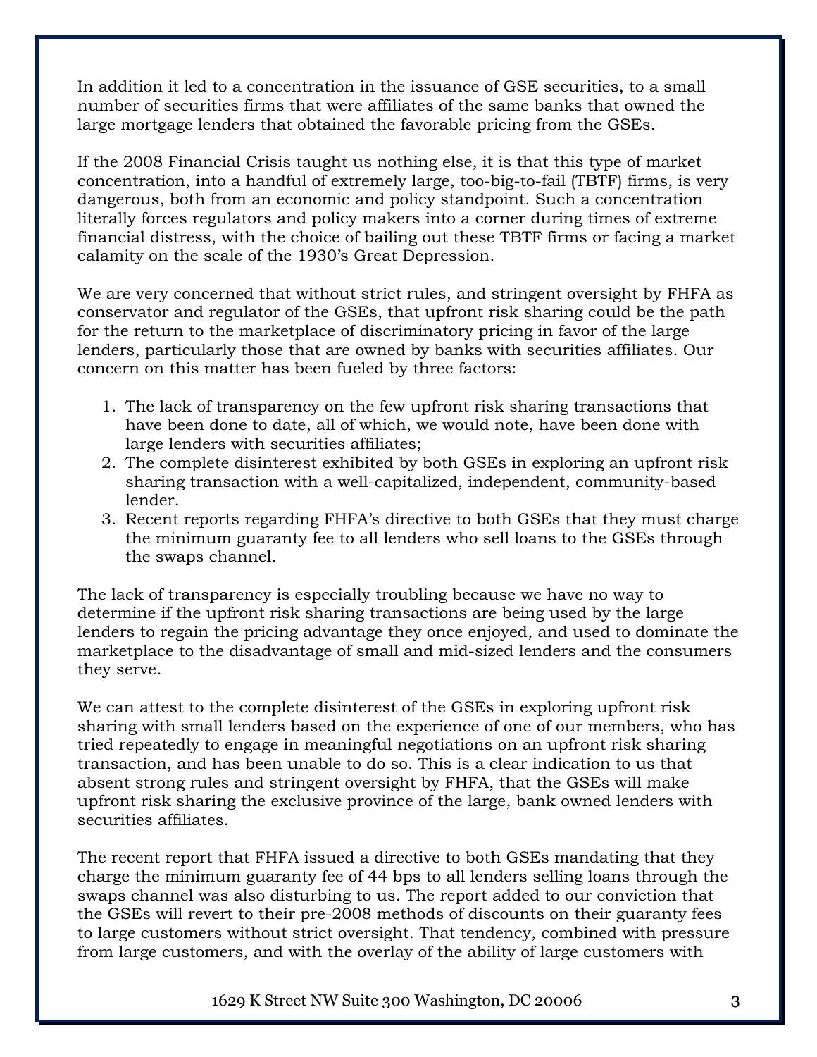In addition it led to a concentration in the issuance of GSE securities, to a small number of securities firms that were affiliates of the same banks that owned the large mortgage lenders that obtained the favorable pricing from the GSEs.

If the 2008 Financial Crisis taught us nothing else, it is that this type of market concentration, into a handful of extremely large, too-big-to-fail (TBTF) firms, is very dangerous, both from an economic and policy standpoint. Such a concentration literally forces regulators and policy makers into a corner during times of extreme financial distress, with the choice of bailing out these TBTF firms or facing a market calamity on the scale of the 1930's Great Depression.

We are very concerned that without strict rules, and stringent oversight by FHFA as conservator and regulator of the GSEs, that upfront risk sharing could be the path for the return to the marketplace of discriminatory pricing in favor of the large lenders, particularly those that are owned by banks with securities affiliates. Our concern on this matter has been fueled by three factors:

1. The lack of transparency on the few upfront risk sharing transactions that have been done to date, all of which, we would note, have been done with large lenders with securities affiliates;
2. The complete disinterest exhibited by both GSEs in exploring an upfront risk sharing transaction with a well-capitalized, independent, community-based lender.
3. Recent reports regarding FHFA's directive to both GSEs that they must charge the minimum guaranty fee to all lenders who sell loans to the GSEs through the swaps channel.

The lack of transparency is especially troubling because we have no way to determine if the upfront risk sharing transactions are being used by the large lenders to regain the pricing advantage they once enjoyed, and used to dominate the marketplace to the disadvantage of small and mid-sized lenders and the consumers they serve.

We can attest to the complete disinterest of the GSEs in exploring upfront risk sharing with small lenders based on the experience of one of our members, who has tried repeatedly to engage in meaningful negotiations on an upfront risk sharing transaction, and has been unable to do so. This is a clear indication to us that absent strong rules and stringent oversight by FHFA, that the GSEs will make upfront risk sharing the exclusive province of the large, bank owned lenders with securities affiliates.

The recent report that FHFA issued a directive to both GSEs mandating that they charge the minimum guaranty fee of 44 bps to all lenders selling loans through the swaps channel was also disturbing to us. The report added to our conviction that the GSEs will revert to their pre-2008 methods of discounts on their guaranty fees to large customers without strict oversight. That tendency, combined with pressure from large customers, and with the overlay of the ability of large customers with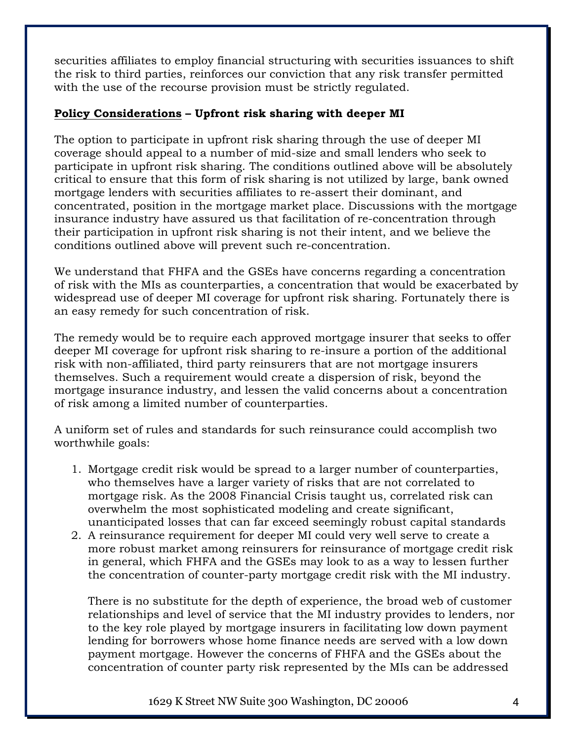securities affiliates to employ financial structuring with securities issuances to shift the risk to third parties, reinforces our conviction that any risk transfer permitted with the use of the recourse provision must be strictly regulated.

**<u>Policy Considerations</u> – Upfront risk sharing with deeper MI**

The option to participate in upfront risk sharing through the use of deeper MI coverage should appeal to a number of mid-size and small lenders who seek to participate in upfront risk sharing. The conditions outlined above will be absolutely critical to ensure that this form of risk sharing is not utilized by large, bank owned mortgage lenders with securities affiliates to re-assert their dominant, and concentrated, position in the mortgage market place. Discussions with the mortgage insurance industry have assured us that facilitation of re-concentration through their participation in upfront risk sharing is not their intent, and we believe the conditions outlined above will prevent such re-concentration.

We understand that FHFA and the GSEs have concerns regarding a concentration of risk with the MIs as counterparties, a concentration that would be exacerbated by widespread use of deeper MI coverage for upfront risk sharing. Fortunately there is an easy remedy for such concentration of risk.

The remedy would be to require each approved mortgage insurer that seeks to offer deeper MI coverage for upfront risk sharing to re-insure a portion of the additional risk with non-affiliated, third party reinsurers that are not mortgage insurers themselves. Such a requirement would create a dispersion of risk, beyond the mortgage insurance industry, and lessen the valid concerns about a concentration of risk among a limited number of counterparties.

A uniform set of rules and standards for such reinsurance could accomplish two worthwhile goals:

1. Mortgage credit risk would be spread to a larger number of counterparties, who themselves have a larger variety of risks that are not correlated to mortgage risk. As the 2008 Financial Crisis taught us, correlated risk can overwhelm the most sophisticated modeling and create significant, unanticipated losses that can far exceed seemingly robust capital standards
2. A reinsurance requirement for deeper MI could very well serve to create a more robust market among reinsurers for reinsurance of mortgage credit risk in general, which FHFA and the GSEs may look to as a way to lessen further the concentration of counter-party mortgage credit risk with the MI industry.

   There is no substitute for the depth of experience, the broad web of customer relationships and level of service that the MI industry provides to lenders, nor to the key role played by mortgage insurers in facilitating low down payment lending for borrowers whose home finance needs are served with a low down payment mortgage. However the concerns of FHFA and the GSEs about the concentration of counter party risk represented by the MIs can be addressed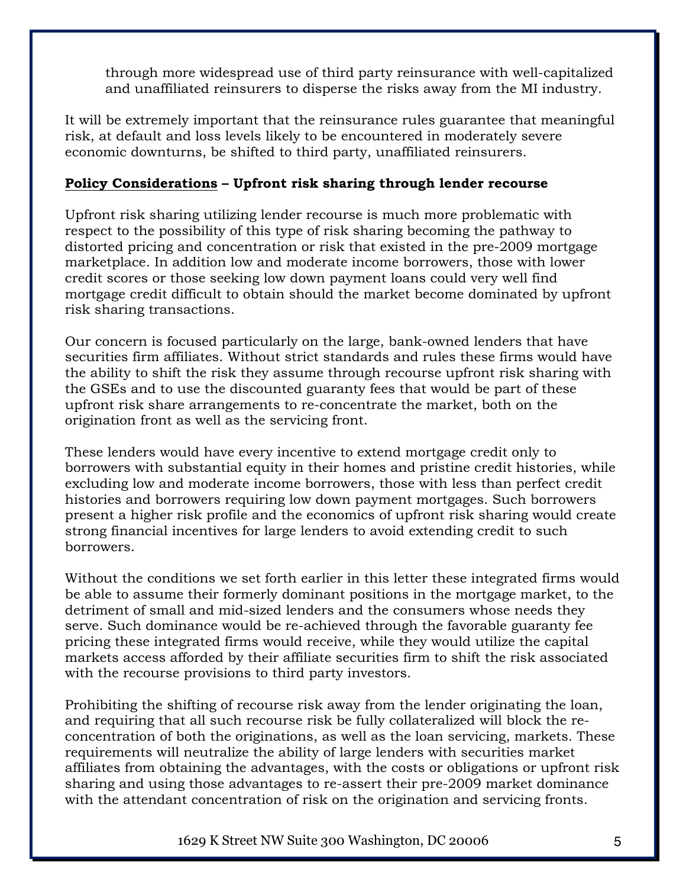through more widespread use of third party reinsurance with well-capitalized and unaffiliated reinsurers to disperse the risks away from the MI industry.

It will be extremely important that the reinsurance rules guarantee that meaningful risk, at default and loss levels likely to be encountered in moderately severe economic downturns, be shifted to third party, unaffiliated reinsurers.

**<u>Policy Considerations</u> – Upfront risk sharing through lender recourse**

Upfront risk sharing utilizing lender recourse is much more problematic with respect to the possibility of this type of risk sharing becoming the pathway to distorted pricing and concentration or risk that existed in the pre-2009 mortgage marketplace. In addition low and moderate income borrowers, those with lower credit scores or those seeking low down payment loans could very well find mortgage credit difficult to obtain should the market become dominated by upfront risk sharing transactions.

Our concern is focused particularly on the large, bank-owned lenders that have securities firm affiliates. Without strict standards and rules these firms would have the ability to shift the risk they assume through recourse upfront risk sharing with the GSEs and to use the discounted guaranty fees that would be part of these upfront risk share arrangements to re-concentrate the market, both on the origination front as well as the servicing front.

These lenders would have every incentive to extend mortgage credit only to borrowers with substantial equity in their homes and pristine credit histories, while excluding low and moderate income borrowers, those with less than perfect credit histories and borrowers requiring low down payment mortgages. Such borrowers present a higher risk profile and the economics of upfront risk sharing would create strong financial incentives for large lenders to avoid extending credit to such borrowers.

Without the conditions we set forth earlier in this letter these integrated firms would be able to assume their formerly dominant positions in the mortgage market, to the detriment of small and mid-sized lenders and the consumers whose needs they serve. Such dominance would be re-achieved through the favorable guaranty fee pricing these integrated firms would receive, while they would utilize the capital markets access afforded by their affiliate securities firm to shift the risk associated with the recourse provisions to third party investors.

Prohibiting the shifting of recourse risk away from the lender originating the loan, and requiring that all such recourse risk be fully collateralized will block the re-concentration of both the originations, as well as the loan servicing, markets. These requirements will neutralize the ability of large lenders with securities market affiliates from obtaining the advantages, with the costs or obligations or upfront risk sharing and using those advantages to re-assert their pre-2009 market dominance with the attendant concentration of risk on the origination and servicing fronts.

1629 K Street NW Suite 300 Washington, DC 20006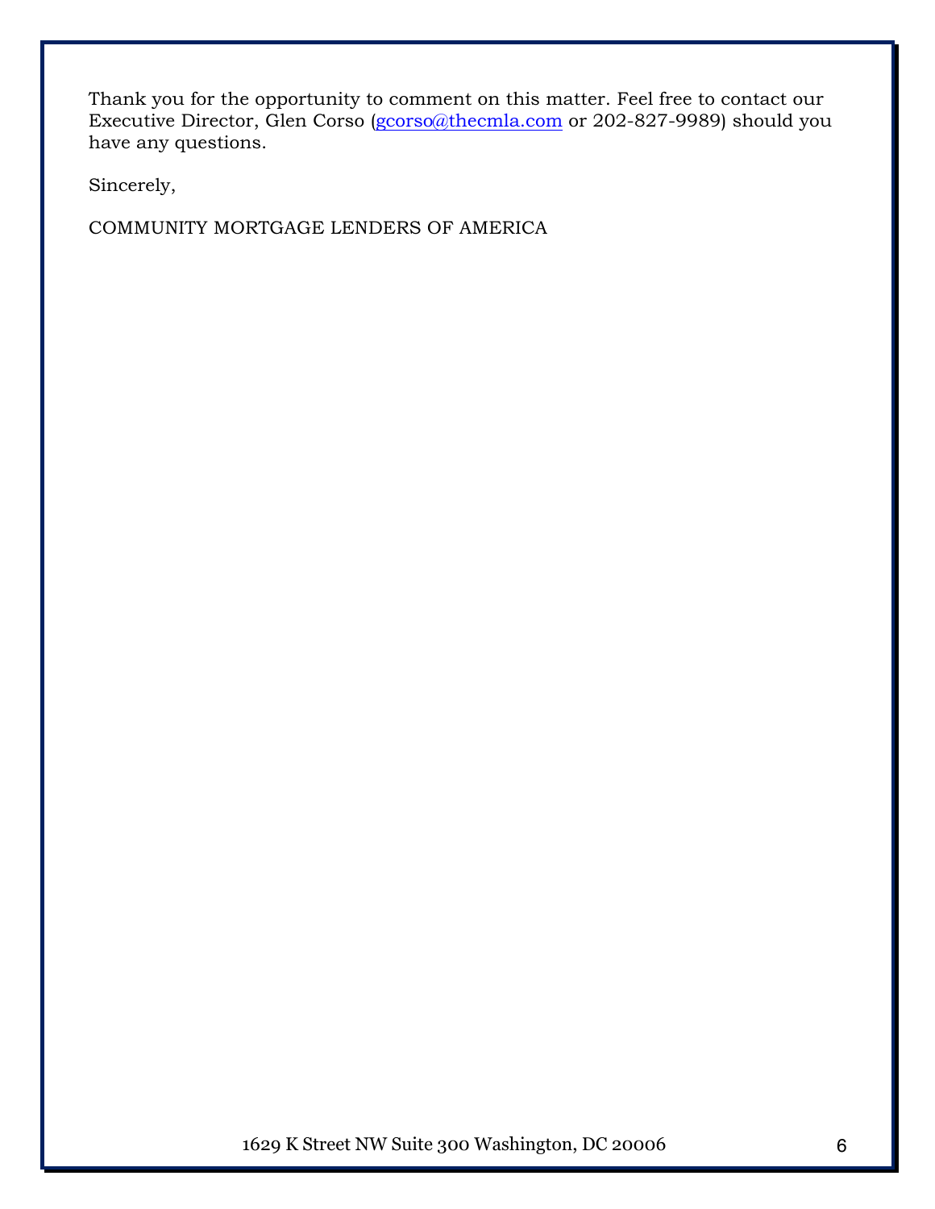Thank you for the opportunity to comment on this matter. Feel free to contact our Executive Director, Glen Corso (gcorso@thecmla.com or 202-827-9989) should you have any questions.

Sincerely,

COMMUNITY MORTGAGE LENDERS OF AMERICA